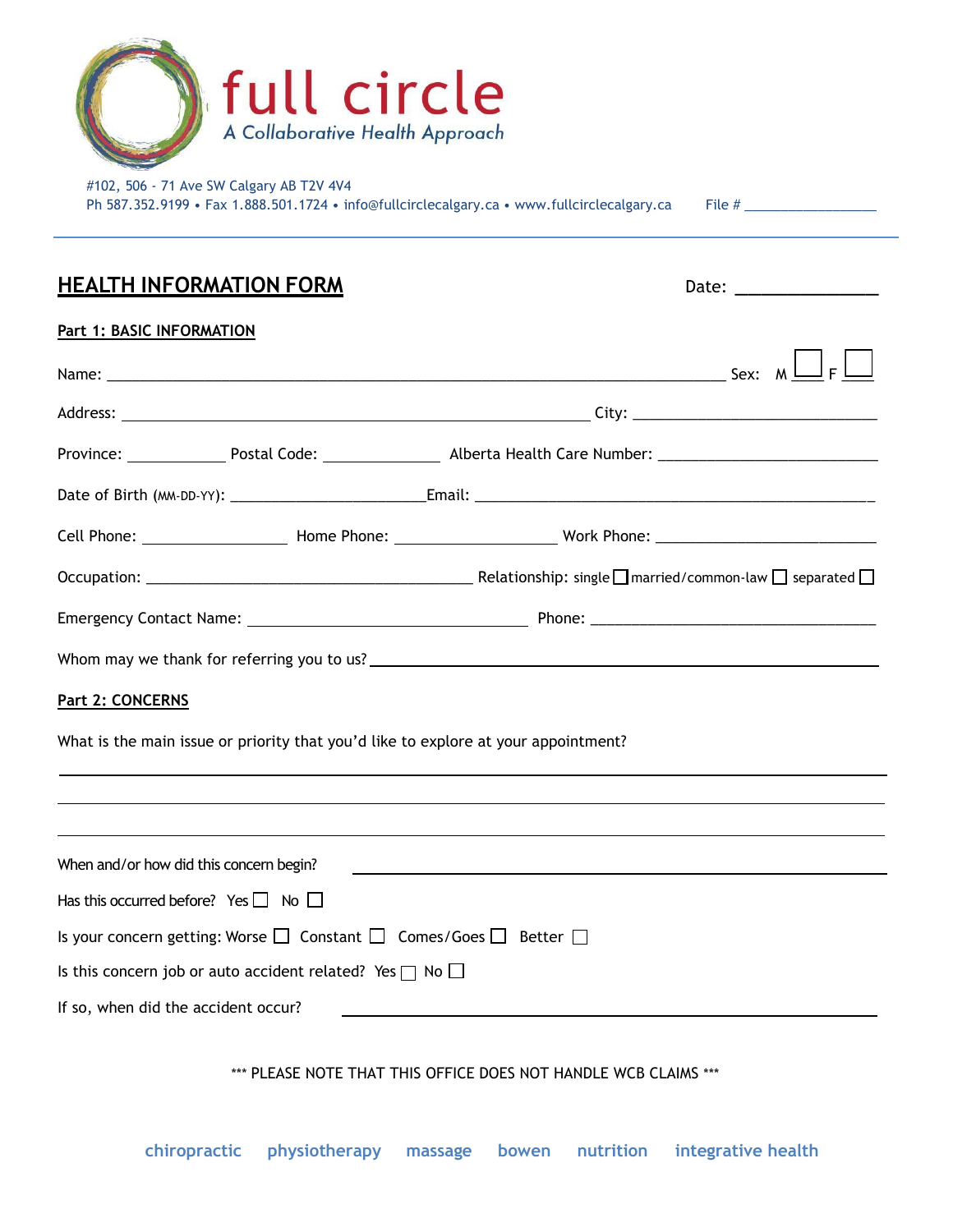full circle
*A Collaborative Health Approach*

#102, 506 - 71 Ave SW Calgary AB T2V 4V4
Ph 587.352.9199 • Fax 1.888.501.1724 • info@fullcirclecalgary.ca • www.fullcirclecalgary.ca File # ________________

## HEALTH INFORMATION FORM

Date: ______________

### Part 1: BASIC INFORMATION

Name: ______________________________________________ Sex: M ☐ F ☐

Address: ______________________________________ City: ______________________

Province: __________ Postal Code: ___________ Alberta Health Care Number: ____________________

Date of Birth (MM-DD-YY): ____________________ Email: ________________________________

Cell Phone: _______________ Home Phone: ________________ Work Phone: ____________________

Occupation: ______________________________ Relationship: single ☐ married/common-law ☐ separated ☐

Emergency Contact Name: __________________________ Phone: ___________________________

Whom may we thank for referring you to us? ____________________________________________

### Part 2: CONCERNS

What is the main issue or priority that you'd like to explore at your appointment?

___________________________________________________________________________

___________________________________________________________________________

___________________________________________________________________________

When and/or how did this concern begin? _____________________________________________

Has this occurred before? Yes ☐ No ☐

Is your concern getting: Worse ☐ Constant ☐ Comes/Goes ☐ Better ☐

Is this concern job or auto accident related? Yes ☐ No ☐

If so, when did the accident occur? _________________________________________________

\*\*\* PLEASE NOTE THAT THIS OFFICE DOES NOT HANDLE WCB CLAIMS \*\*\*

chiropractic physiotherapy massage bowen nutrition integrative health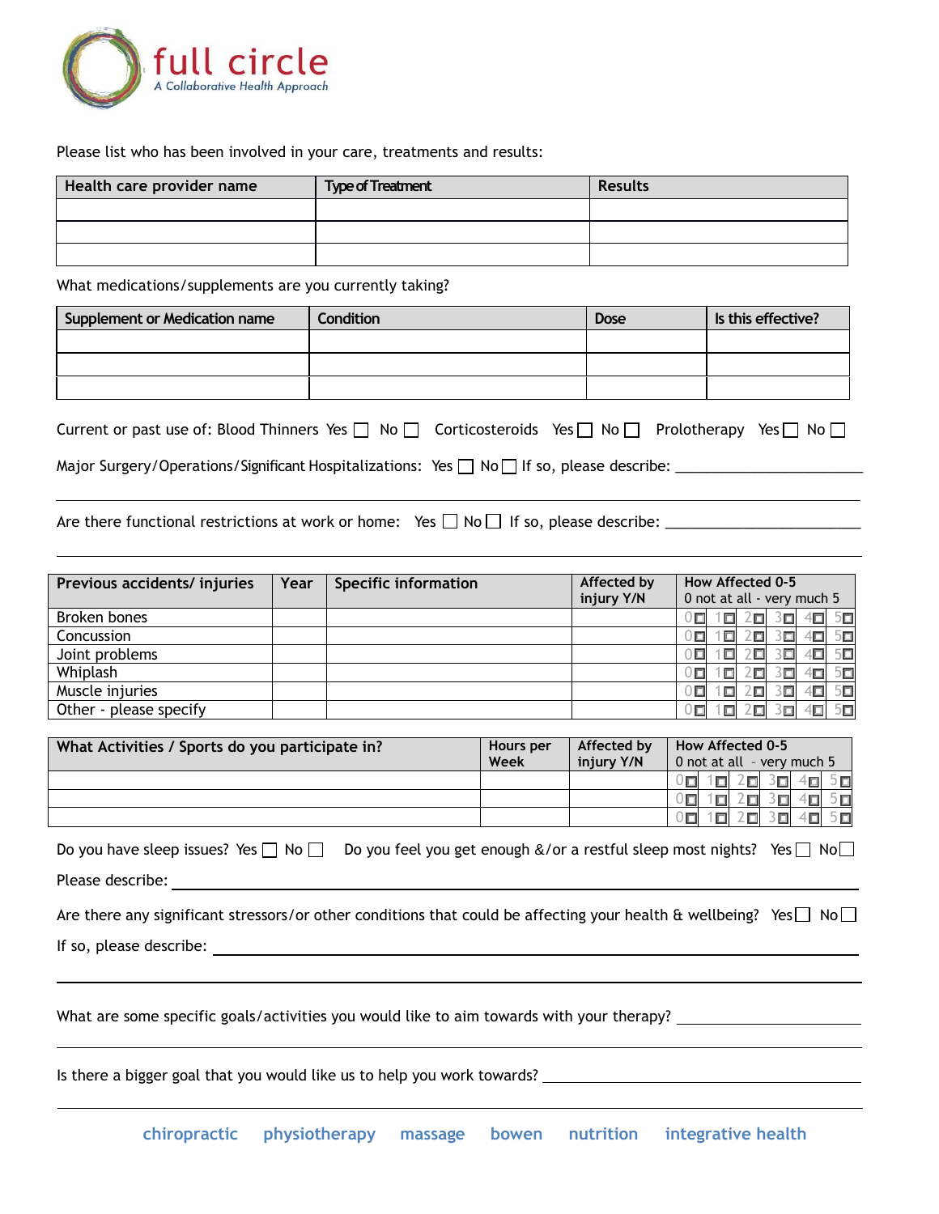**full circle**
*A Collaborative Health Approach*

Please list who has been involved in your care, treatments and results:

| Health care provider name | Type of Treatment | Results |
|---|---|---|
| | | |
| | | |
| | | |

What medications/supplements are you currently taking?

| Supplement or Medication name | Condition | Dose | Is this effective? |
|---|---|---|---|
| | | | |
| | | | |
| | | | |

Current or past use of: Blood Thinners Yes ☐ No ☐ Corticosteroids Yes ☐ No ☐ Prolotherapy Yes ☐ No ☐

Major Surgery/Operations/Significant Hospitalizations: Yes ☐ No ☐ If so, please describe: ______________________

______________________________________________________________________

Are there functional restrictions at work or home: Yes ☐ No ☐ If so, please describe: ______________________

______________________________________________________________________

| Previous accidents/ injuries | Year | Specific information | Affected by injury Y/N | How Affected 0-5 0 not at all - very much 5 |
|---|---|---|---|---|
| Broken bones | | | | 0☐ 1☐ 2☐ 3☐ 4☐ 5☐ |
| Concussion | | | | 0☐ 1☐ 2☐ 3☐ 4☐ 5☐ |
| Joint problems | | | | 0☐ 1☐ 2☐ 3☐ 4☐ 5☐ |
| Whiplash | | | | 0☐ 1☐ 2☐ 3☐ 4☐ 5☐ |
| Muscle injuries | | | | 0☐ 1☐ 2☐ 3☐ 4☐ 5☐ |
| Other - please specify | | | | 0☐ 1☐ 2☐ 3☐ 4☐ 5☐ |

| What Activities / Sports do you participate in? | Hours per Week | Affected by injury Y/N | How Affected 0-5 0 not at all - very much 5 |
|---|---|---|---|
| | | | 0☐ 1☐ 2☐ 3☐ 4☐ 5☐ |
| | | | 0☐ 1☐ 2☐ 3☐ 4☐ 5☐ |
| | | | 0☐ 1☐ 2☐ 3☐ 4☐ 5☐ |

Do you have sleep issues? Yes ☐ No ☐ Do you feel you get enough &/or a restful sleep most nights? Yes ☐ No ☐

Please describe: ______________________________________________________________________

Are there any significant stressors/or other conditions that could be affecting your health & wellbeing? Yes ☐ No ☐

If so, please describe: ______________________________________________________________________

______________________________________________________________________

What are some specific goals/activities you would like to aim towards with your therapy? ______________________

______________________________________________________________________

Is there a bigger goal that you would like us to help you work towards? ______________________

______________________________________________________________________

chiropractic physiotherapy massage bowen nutrition integrative health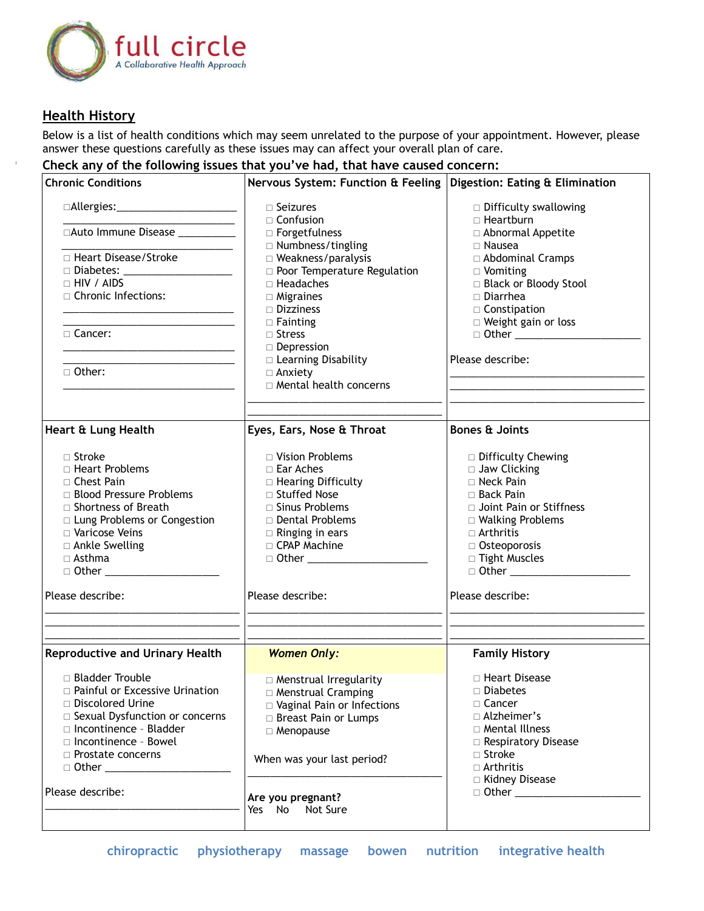full circle
*A Collaborative Health Approach*

## Health History

Below is a list of health conditions which may seem unrelated to the purpose of your appointment. However, please answer these questions carefully as these issues may can affect your overall plan of care.

**Check any of the following issues that you've had, that have caused concern:**

### Chronic Conditions

- □Allergies:______________________
  ______________________________
- □Auto Immune Disease __________
  ______________________________
- □ Heart Disease/Stroke
- □ Diabetes: ___________________
- □ HIV / AIDS
- □ Chronic Infections:
  ______________________________
  ______________________________
- □ Cancer:
  ______________________________
  ______________________________
- □ Other:
  ______________________________

### Nervous System: Function & Feeling

- □ Seizures
- □ Confusion
- □ Forgetfulness
- □ Numbness/tingling
- □ Weakness/paralysis
- □ Poor Temperature Regulation
- □ Headaches
- □ Migraines
- □ Dizziness
- □ Fainting
- □ Stress
- □ Depression
- □ Learning Disability
- □ Anxiety
- □ Mental health concerns

______________________________
______________________________

### Digestion: Eating & Elimination

- □ Difficulty swallowing
- □ Heartburn
- □ Abnormal Appetite
- □ Nausea
- □ Abdominal Cramps
- □ Vomiting
- □ Black or Bloody Stool
- □ Diarrhea
- □ Constipation
- □ Weight gain or loss
- □ Other ___________________

Please describe:
______________________________
______________________________
______________________________

### Heart & Lung Health

- □ Stroke
- □ Heart Problems
- □ Chest Pain
- □ Blood Pressure Problems
- □ Shortness of Breath
- □ Lung Problems or Congestion
- □ Varicose Veins
- □ Ankle Swelling
- □ Asthma
- □ Other ___________________

Please describe:
______________________________
______________________________
______________________________

### Eyes, Ears, Nose & Throat

- □ Vision Problems
- □ Ear Aches
- □ Hearing Difficulty
- □ Stuffed Nose
- □ Sinus Problems
- □ Dental Problems
- □ Ringing in ears
- □ CPAP Machine
- □ Other ___________________

Please describe:
______________________________
______________________________
______________________________

### Bones & Joints

- □ Difficulty Chewing
- □ Jaw Clicking
- □ Neck Pain
- □ Back Pain
- □ Joint Pain or Stiffness
- □ Walking Problems
- □ Arthritis
- □ Osteoporosis
- □ Tight Muscles
- □ Other ___________________

Please describe:
______________________________
______________________________
______________________________

### Reproductive and Urinary Health

- □ Bladder Trouble
- □ Painful or Excessive Urination
- □ Discolored Urine
- □ Sexual Dysfunction or concerns
- □ Incontinence - Bladder
- □ Incontinence - Bowel
- □ Prostate concerns
- □ Other ___________________

Please describe:
______________________________

### *Women Only:*

- □ Menstrual Irregularity
- □ Menstrual Cramping
- □ Vaginal Pain or Infections
- □ Breast Pain or Lumps
- □ Menopause

When was your last period?
______________________________

**Are you pregnant?**
Yes No Not Sure

### Family History

- □ Heart Disease
- □ Diabetes
- □ Cancer
- □ Alzheimer's
- □ Mental Illness
- □ Respiratory Disease
- □ Stroke
- □ Arthritis
- □ Kidney Disease
- □ Other ___________________

chiropractic physiotherapy massage bowen nutrition integrative health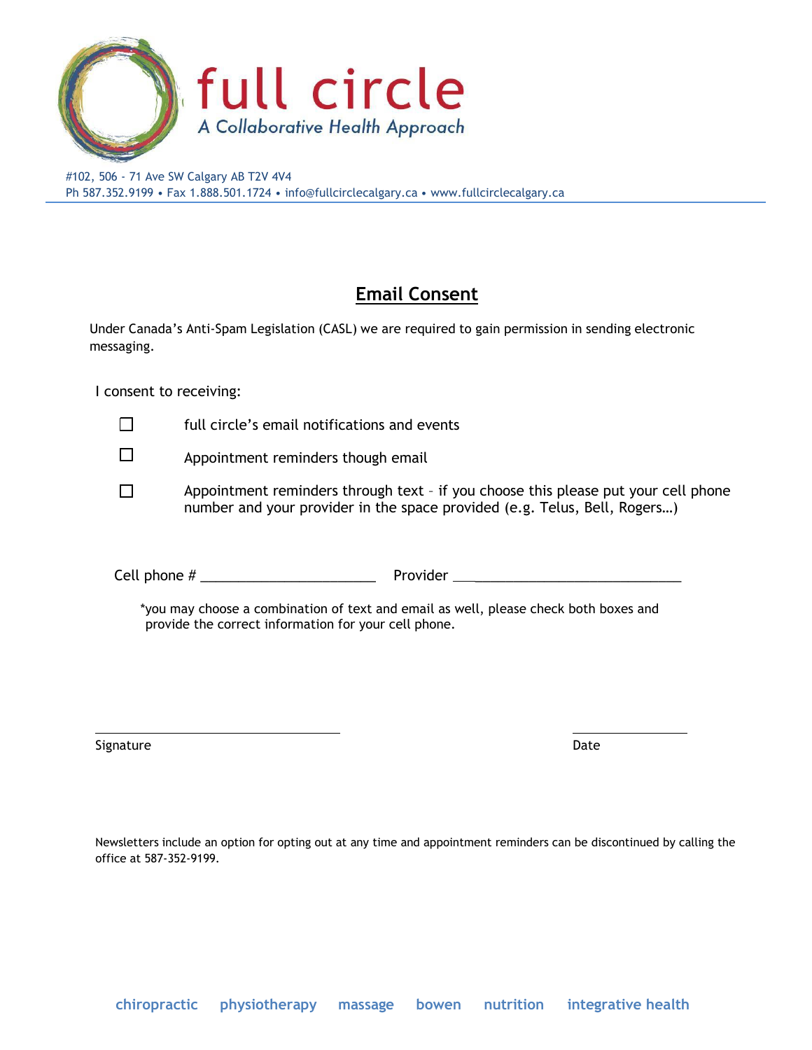full circle
*A Collaborative Health Approach*

#102, 506 - 71 Ave SW Calgary AB T2V 4V4
Ph 587.352.9199 • Fax 1.888.501.1724 • info@fullcirclecalgary.ca • www.fullcirclecalgary.ca

# Email Consent

Under Canada's Anti-Spam Legislation (CASL) we are required to gain permission in sending electronic messaging.

I consent to receiving:

- ☐ full circle's email notifications and events
- ☐ Appointment reminders though email
- ☐ Appointment reminders through text – if you choose this please put your cell phone number and your provider in the space provided (e.g. Telus, Bell, Rogers…)

Cell phone # ______________________ Provider ______________________________

*you may choose a combination of text and email as well, please check both boxes and provide the correct information for your cell phone.

_______________________________ ______________

Signature Date

Newsletters include an option for opting out at any time and appointment reminders can be discontinued by calling the office at 587-352-9199.

chiropractic physiotherapy massage bowen nutrition integrative health